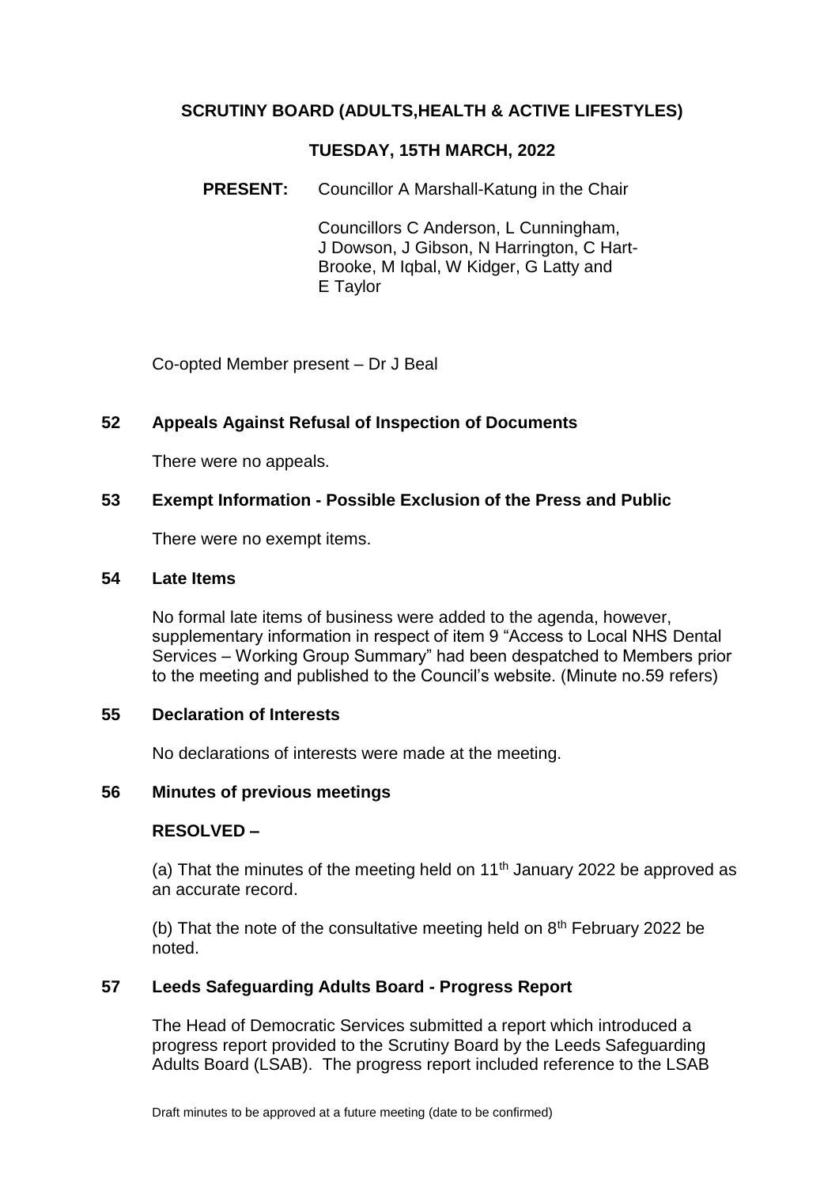# SCRUTINY BOARD (ADULTS,HEALTH & ACTIVE LIFESTYLES)

## TUESDAY, 15TH MARCH, 2022

**PRESENT:** Councillor A Marshall-Katung in the Chair

Councillors C Anderson, L Cunningham, J Dowson, J Gibson, N Harrington, C Hart-Brooke, M Iqbal, W Kidger, G Latty and E Taylor

Co-opted Member present – Dr J Beal

### 52 Appeals Against Refusal of Inspection of Documents

There were no appeals.

### 53 Exempt Information - Possible Exclusion of the Press and Public

There were no exempt items.

### 54 Late Items

No formal late items of business were added to the agenda, however, supplementary information in respect of item 9 "Access to Local NHS Dental Services – Working Group Summary" had been despatched to Members prior to the meeting and published to the Council's website. (Minute no.59 refers)

### 55 Declaration of Interests

No declarations of interests were made at the meeting.

### 56 Minutes of previous meetings

**RESOLVED –**

(a) That the minutes of the meeting held on 11th January 2022 be approved as an accurate record.

(b) That the note of the consultative meeting held on 8th February 2022 be noted.

### 57 Leeds Safeguarding Adults Board - Progress Report

The Head of Democratic Services submitted a report which introduced a progress report provided to the Scrutiny Board by the Leeds Safeguarding Adults Board (LSAB). The progress report included reference to the LSAB

Draft minutes to be approved at a future meeting (date to be confirmed)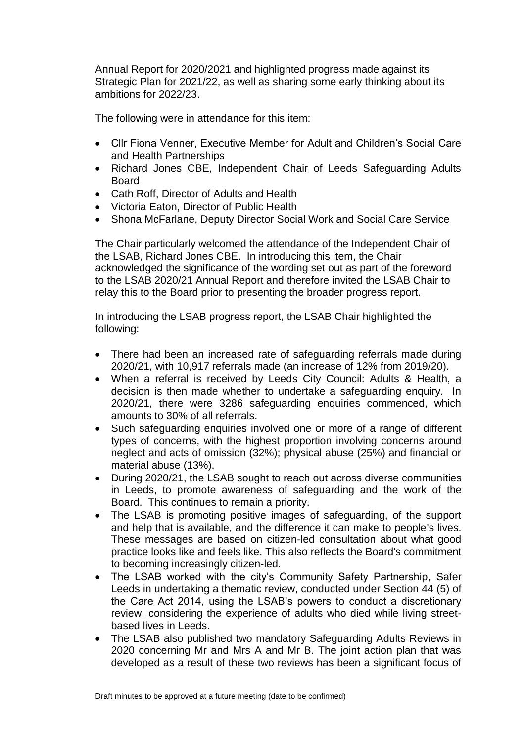Annual Report for 2020/2021 and highlighted progress made against its Strategic Plan for 2021/22, as well as sharing some early thinking about its ambitions for 2022/23.

The following were in attendance for this item:

- Cllr Fiona Venner, Executive Member for Adult and Children's Social Care and Health Partnerships
- Richard Jones CBE, Independent Chair of Leeds Safeguarding Adults Board
- Cath Roff, Director of Adults and Health
- Victoria Eaton, Director of Public Health
- Shona McFarlane, Deputy Director Social Work and Social Care Service

The Chair particularly welcomed the attendance of the Independent Chair of the LSAB, Richard Jones CBE. In introducing this item, the Chair acknowledged the significance of the wording set out as part of the foreword to the LSAB 2020/21 Annual Report and therefore invited the LSAB Chair to relay this to the Board prior to presenting the broader progress report.

In introducing the LSAB progress report, the LSAB Chair highlighted the following:

- There had been an increased rate of safeguarding referrals made during 2020/21, with 10,917 referrals made (an increase of 12% from 2019/20).
- When a referral is received by Leeds City Council: Adults & Health, a decision is then made whether to undertake a safeguarding enquiry. In 2020/21, there were 3286 safeguarding enquiries commenced, which amounts to 30% of all referrals.
- Such safeguarding enquiries involved one or more of a range of different types of concerns, with the highest proportion involving concerns around neglect and acts of omission (32%); physical abuse (25%) and financial or material abuse (13%).
- During 2020/21, the LSAB sought to reach out across diverse communities in Leeds, to promote awareness of safeguarding and the work of the Board. This continues to remain a priority.
- The LSAB is promoting positive images of safeguarding, of the support and help that is available, and the difference it can make to people's lives. These messages are based on citizen-led consultation about what good practice looks like and feels like. This also reflects the Board's commitment to becoming increasingly citizen-led.
- The LSAB worked with the city's Community Safety Partnership, Safer Leeds in undertaking a thematic review, conducted under Section 44 (5) of the Care Act 2014, using the LSAB's powers to conduct a discretionary review, considering the experience of adults who died while living street-based lives in Leeds.
- The LSAB also published two mandatory Safeguarding Adults Reviews in 2020 concerning Mr and Mrs A and Mr B. The joint action plan that was developed as a result of these two reviews has been a significant focus of

Draft minutes to be approved at a future meeting (date to be confirmed)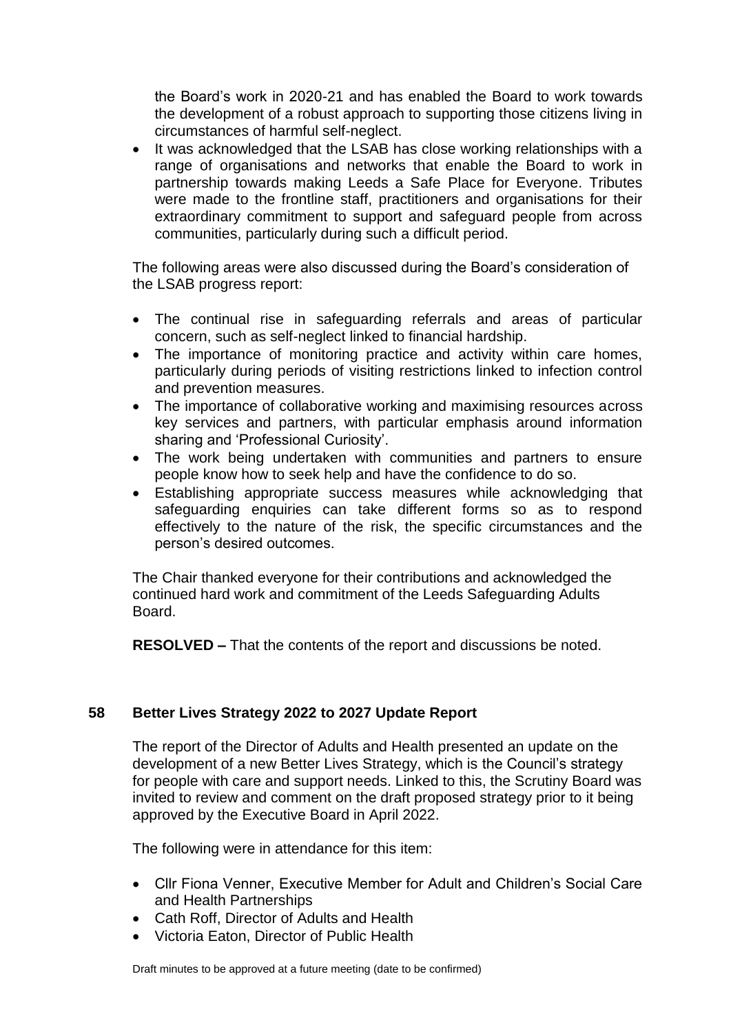the Board's work in 2020-21 and has enabled the Board to work towards the development of a robust approach to supporting those citizens living in circumstances of harmful self-neglect.

- It was acknowledged that the LSAB has close working relationships with a range of organisations and networks that enable the Board to work in partnership towards making Leeds a Safe Place for Everyone. Tributes were made to the frontline staff, practitioners and organisations for their extraordinary commitment to support and safeguard people from across communities, particularly during such a difficult period.

The following areas were also discussed during the Board's consideration of the LSAB progress report:

- The continual rise in safeguarding referrals and areas of particular concern, such as self-neglect linked to financial hardship.
- The importance of monitoring practice and activity within care homes, particularly during periods of visiting restrictions linked to infection control and prevention measures.
- The importance of collaborative working and maximising resources across key services and partners, with particular emphasis around information sharing and 'Professional Curiosity'.
- The work being undertaken with communities and partners to ensure people know how to seek help and have the confidence to do so.
- Establishing appropriate success measures while acknowledging that safeguarding enquiries can take different forms so as to respond effectively to the nature of the risk, the specific circumstances and the person's desired outcomes.

The Chair thanked everyone for their contributions and acknowledged the continued hard work and commitment of the Leeds Safeguarding Adults Board.

**RESOLVED –** That the contents of the report and discussions be noted.

## 58 Better Lives Strategy 2022 to 2027 Update Report

The report of the Director of Adults and Health presented an update on the development of a new Better Lives Strategy, which is the Council's strategy for people with care and support needs. Linked to this, the Scrutiny Board was invited to review and comment on the draft proposed strategy prior to it being approved by the Executive Board in April 2022.

The following were in attendance for this item:

- Cllr Fiona Venner, Executive Member for Adult and Children's Social Care and Health Partnerships
- Cath Roff, Director of Adults and Health
- Victoria Eaton, Director of Public Health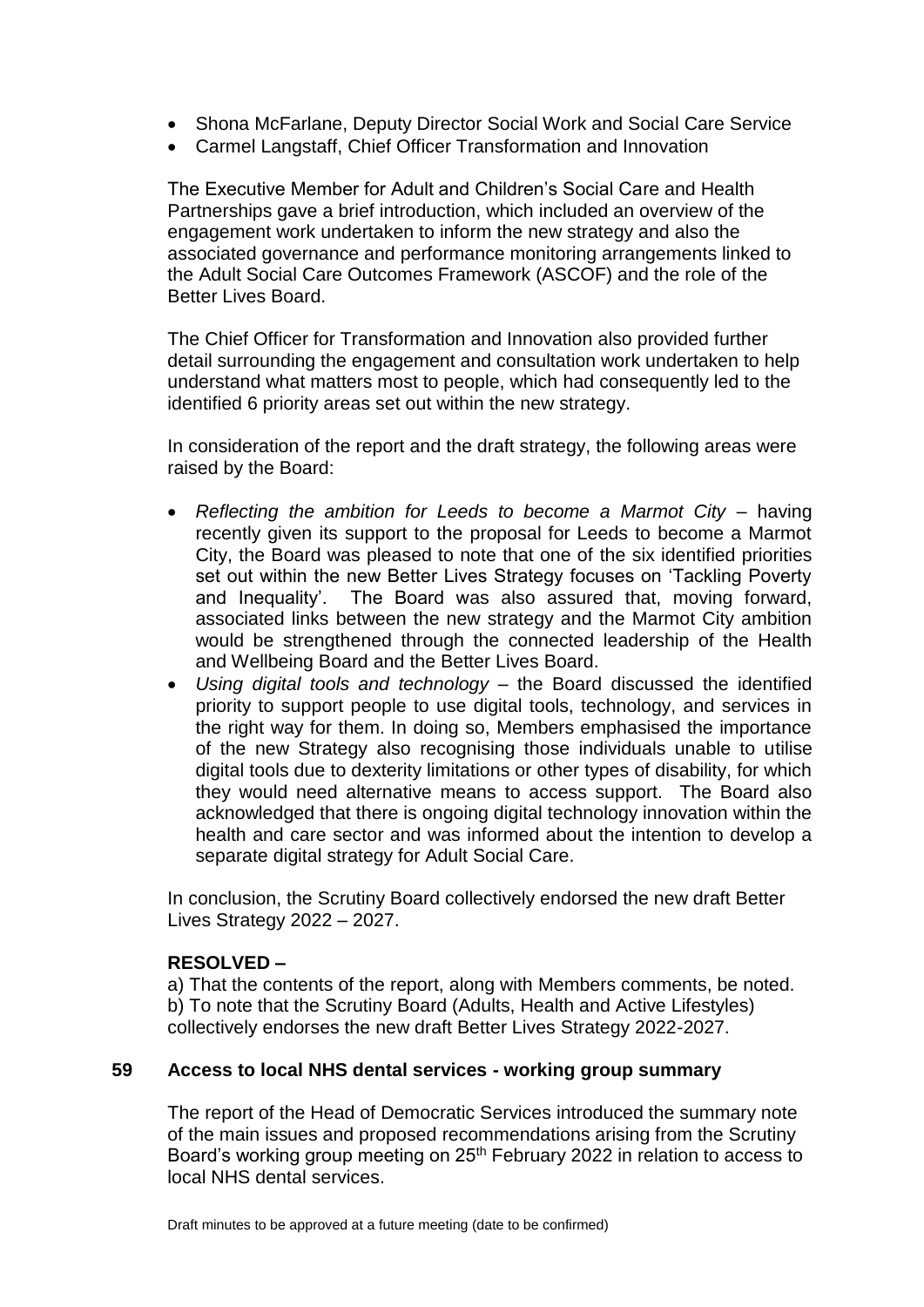- Shona McFarlane, Deputy Director Social Work and Social Care Service
- Carmel Langstaff, Chief Officer Transformation and Innovation

The Executive Member for Adult and Children's Social Care and Health Partnerships gave a brief introduction, which included an overview of the engagement work undertaken to inform the new strategy and also the associated governance and performance monitoring arrangements linked to the Adult Social Care Outcomes Framework (ASCOF) and the role of the Better Lives Board.

The Chief Officer for Transformation and Innovation also provided further detail surrounding the engagement and consultation work undertaken to help understand what matters most to people, which had consequently led to the identified 6 priority areas set out within the new strategy.

In consideration of the report and the draft strategy, the following areas were raised by the Board:

- *Reflecting the ambition for Leeds to become a Marmot City* – having recently given its support to the proposal for Leeds to become a Marmot City, the Board was pleased to note that one of the six identified priorities set out within the new Better Lives Strategy focuses on 'Tackling Poverty and Inequality'. The Board was also assured that, moving forward, associated links between the new strategy and the Marmot City ambition would be strengthened through the connected leadership of the Health and Wellbeing Board and the Better Lives Board.
- *Using digital tools and technology* – the Board discussed the identified priority to support people to use digital tools, technology, and services in the right way for them. In doing so, Members emphasised the importance of the new Strategy also recognising those individuals unable to utilise digital tools due to dexterity limitations or other types of disability, for which they would need alternative means to access support. The Board also acknowledged that there is ongoing digital technology innovation within the health and care sector and was informed about the intention to develop a separate digital strategy for Adult Social Care.

In conclusion, the Scrutiny Board collectively endorsed the new draft Better Lives Strategy 2022 – 2027.

**RESOLVED –**

a) That the contents of the report, along with Members comments, be noted.
b) To note that the Scrutiny Board (Adults, Health and Active Lifestyles) collectively endorses the new draft Better Lives Strategy 2022-2027.

## 59 Access to local NHS dental services - working group summary

The report of the Head of Democratic Services introduced the summary note of the main issues and proposed recommendations arising from the Scrutiny Board's working group meeting on 25th February 2022 in relation to access to local NHS dental services.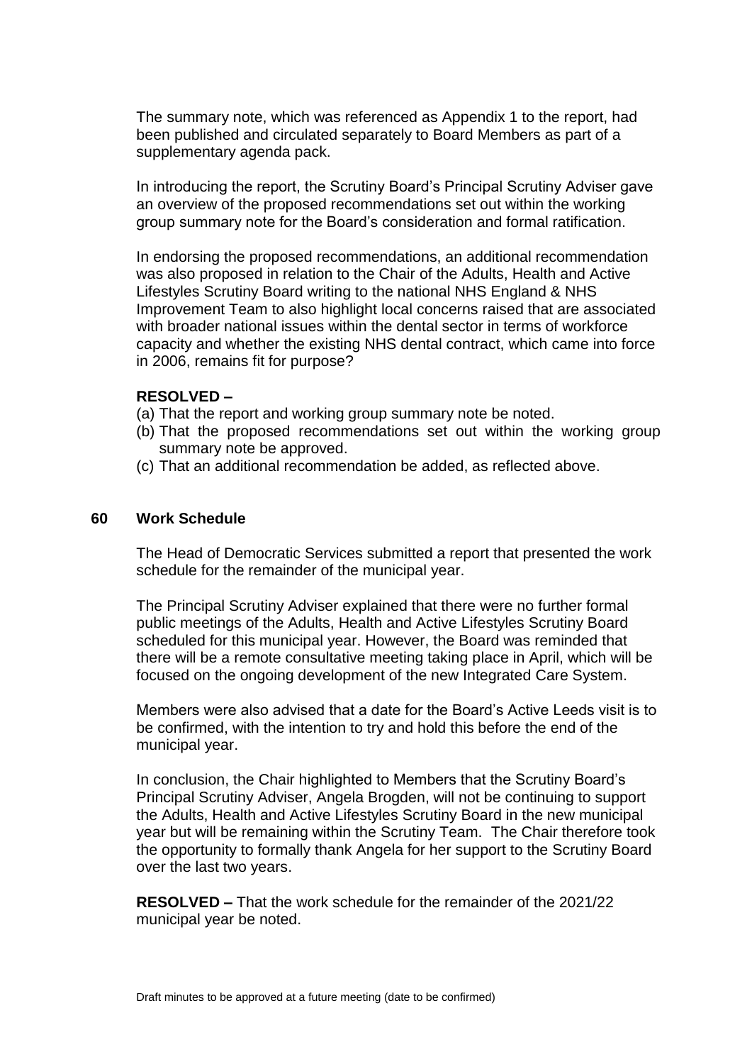The summary note, which was referenced as Appendix 1 to the report, had been published and circulated separately to Board Members as part of a supplementary agenda pack.

In introducing the report, the Scrutiny Board's Principal Scrutiny Adviser gave an overview of the proposed recommendations set out within the working group summary note for the Board's consideration and formal ratification.

In endorsing the proposed recommendations, an additional recommendation was also proposed in relation to the Chair of the Adults, Health and Active Lifestyles Scrutiny Board writing to the national NHS England & NHS Improvement Team to also highlight local concerns raised that are associated with broader national issues within the dental sector in terms of workforce capacity and whether the existing NHS dental contract, which came into force in 2006, remains fit for purpose?

**RESOLVED –**

(a) That the report and working group summary note be noted.
(b) That the proposed recommendations set out within the working group summary note be approved.
(c) That an additional recommendation be added, as reflected above.

## 60 Work Schedule

The Head of Democratic Services submitted a report that presented the work schedule for the remainder of the municipal year.

The Principal Scrutiny Adviser explained that there were no further formal public meetings of the Adults, Health and Active Lifestyles Scrutiny Board scheduled for this municipal year. However, the Board was reminded that there will be a remote consultative meeting taking place in April, which will be focused on the ongoing development of the new Integrated Care System.

Members were also advised that a date for the Board's Active Leeds visit is to be confirmed, with the intention to try and hold this before the end of the municipal year.

In conclusion, the Chair highlighted to Members that the Scrutiny Board's Principal Scrutiny Adviser, Angela Brogden, will not be continuing to support the Adults, Health and Active Lifestyles Scrutiny Board in the new municipal year but will be remaining within the Scrutiny Team. The Chair therefore took the opportunity to formally thank Angela for her support to the Scrutiny Board over the last two years.

**RESOLVED –** That the work schedule for the remainder of the 2021/22 municipal year be noted.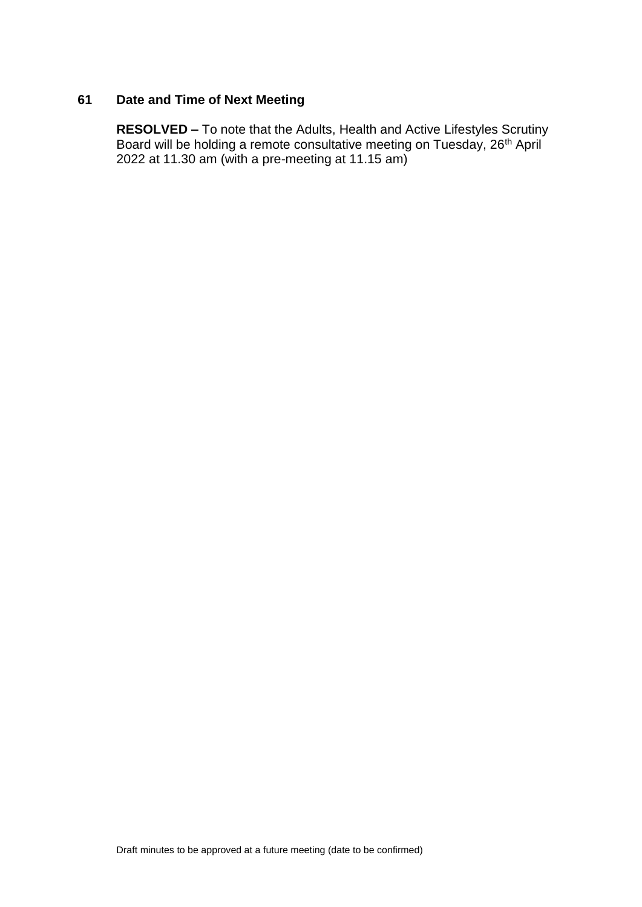## 61 Date and Time of Next Meeting

**RESOLVED –** To note that the Adults, Health and Active Lifestyles Scrutiny Board will be holding a remote consultative meeting on Tuesday, 26th April 2022 at 11.30 am (with a pre-meeting at 11.15 am)

Draft minutes to be approved at a future meeting (date to be confirmed)